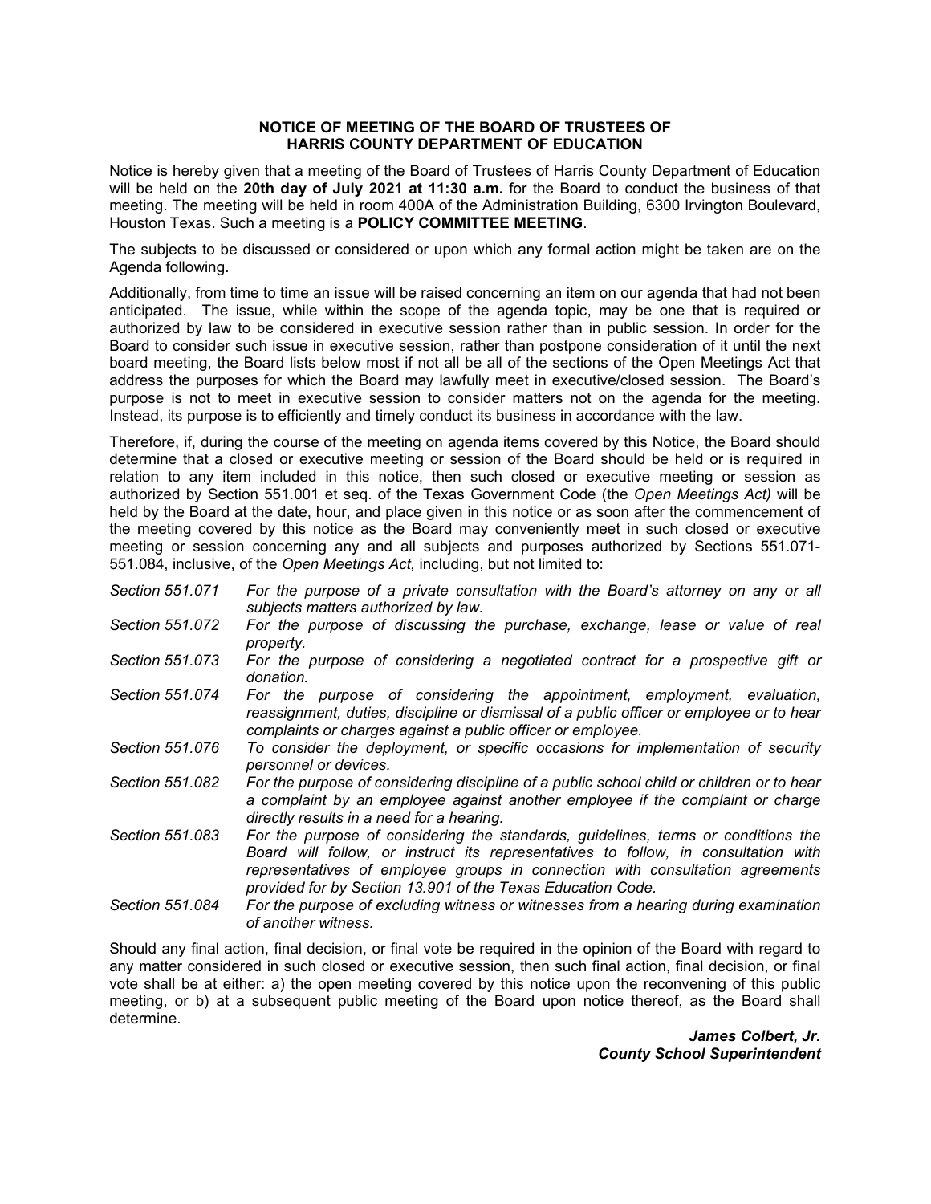## NOTICE OF MEETING OF THE BOARD OF TRUSTEES OF HARRIS COUNTY DEPARTMENT OF EDUCATION

Notice is hereby given that a meeting of the Board of Trustees of Harris County Department of Education will be held on the **20th day of July 2021 at 11:30 a.m.** for the Board to conduct the business of that meeting. The meeting will be held in room 400A of the Administration Building, 6300 Irvington Boulevard, Houston Texas. Such a meeting is a **POLICY COMMITTEE MEETING**.

The subjects to be discussed or considered or upon which any formal action might be taken are on the Agenda following.

Additionally, from time to time an issue will be raised concerning an item on our agenda that had not been anticipated. The issue, while within the scope of the agenda topic, may be one that is required or authorized by law to be considered in executive session rather than in public session. In order for the Board to consider such issue in executive session, rather than postpone consideration of it until the next board meeting, the Board lists below most if not all be all of the sections of the Open Meetings Act that address the purposes for which the Board may lawfully meet in executive/closed session. The Board's purpose is not to meet in executive session to consider matters not on the agenda for the meeting. Instead, its purpose is to efficiently and timely conduct its business in accordance with the law.

Therefore, if, during the course of the meeting on agenda items covered by this Notice, the Board should determine that a closed or executive meeting or session of the Board should be held or is required in relation to any item included in this notice, then such closed or executive meeting or session as authorized by Section 551.001 et seq. of the Texas Government Code (the *Open Meetings Act)* will be held by the Board at the date, hour, and place given in this notice or as soon after the commencement of the meeting covered by this notice as the Board may conveniently meet in such closed or executive meeting or session concerning any and all subjects and purposes authorized by Sections 551.071-551.084, inclusive, of the *Open Meetings Act,* including, but not limited to:

*Section 551.071* — *For the purpose of a private consultation with the Board's attorney on any or all subjects matters authorized by law.*

*Section 551.072* — *For the purpose of discussing the purchase, exchange, lease or value of real property.*

*Section 551.073* — *For the purpose of considering a negotiated contract for a prospective gift or donation.*

*Section 551.074* — *For the purpose of considering the appointment, employment, evaluation, reassignment, duties, discipline or dismissal of a public officer or employee or to hear complaints or charges against a public officer or employee.*

*Section 551.076* — *To consider the deployment, or specific occasions for implementation of security personnel or devices.*

*Section 551.082* — *For the purpose of considering discipline of a public school child or children or to hear a complaint by an employee against another employee if the complaint or charge directly results in a need for a hearing.*

*Section 551.083* — *For the purpose of considering the standards, guidelines, terms or conditions the Board will follow, or instruct its representatives to follow, in consultation with representatives of employee groups in connection with consultation agreements provided for by Section 13.901 of the Texas Education Code.*

*Section 551.084* — *For the purpose of excluding witness or witnesses from a hearing during examination of another witness.*

Should any final action, final decision, or final vote be required in the opinion of the Board with regard to any matter considered in such closed or executive session, then such final action, final decision, or final vote shall be at either: a) the open meeting covered by this notice upon the reconvening of this public meeting, or b) at a subsequent public meeting of the Board upon notice thereof, as the Board shall determine.

***James Colbert, Jr.***
***County School Superintendent***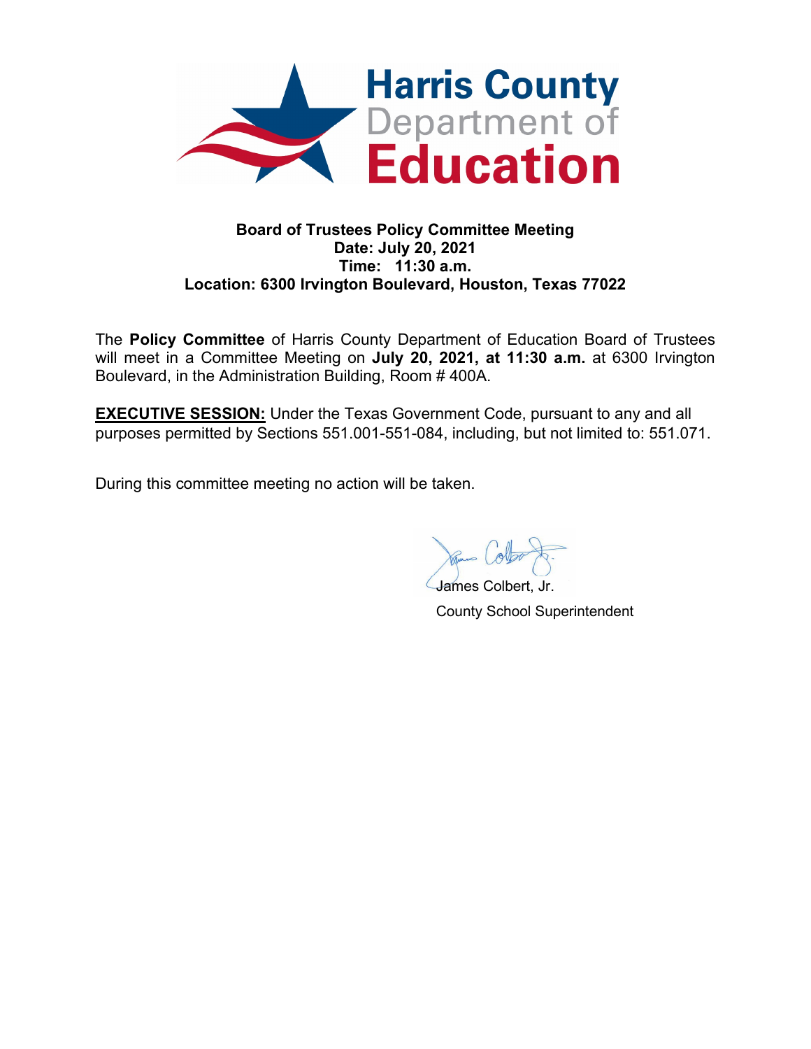Harris County
Department of
Education

**Board of Trustees Policy Committee Meeting**
**Date: July 20, 2021**
**Time: 11:30 a.m.**
**Location: 6300 Irvington Boulevard, Houston, Texas 77022**

The **Policy Committee** of Harris County Department of Education Board of Trustees will meet in a Committee Meeting on **July 20, 2021, at 11:30 a.m.** at 6300 Irvington Boulevard, in the Administration Building, Room # 400A.

**EXECUTIVE SESSION:** Under the Texas Government Code, pursuant to any and all purposes permitted by Sections 551.001-551-084, including, but not limited to: 551.071.

During this committee meeting no action will be taken.

James Colbert, Jr.
County School Superintendent